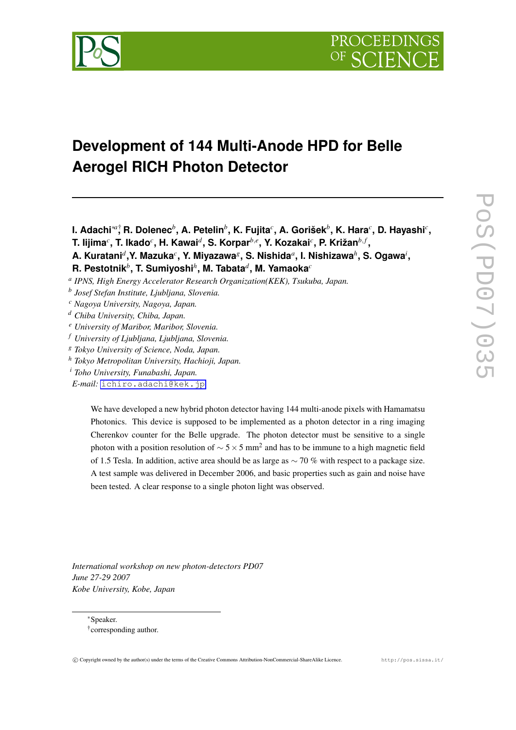# Development of 144 Multi-Anode HPD for Belle Aerogel RICH Photon Detector

**I. Adachi**[∗a†], **R. Dolenec**[b], **A. Petelin**[b], **K. Fujita**[c], **A. Gorišek**[b], **K. Hara**[c], **D. Hayashi**[c], **T. Iijima**[c], **T. Ikado**[c], **H. Kawai**[d], **S. Korpar**[b,e], **Y. Kozakai**[c], **P. Križan**[b,f], **A. Kuratani**[d], **Y. Mazuka**[c], **Y. Miyazawa**[g], **S. Nishida**[a], **I. Nishizawa**[h], **S. Ogawa**[i], **R. Pestotnik**[b], **T. Sumiyoshi**[h], **M. Tabata**[d], **M. Yamaoka**[c]

[a] *IPNS, High Energy Accelerator Research Organization(KEK), Tsukuba, Japan.*
[b] *Josef Stefan Institute, Ljubljana, Slovenia.*
[c] *Nagoya University, Nagoya, Japan.*
[d] *Chiba University, Chiba, Japan.*
[e] *University of Maribor, Maribor, Slovenia.*
[f] *University of Ljubljana, Ljubljana, Slovenia.*
[g] *Tokyo University of Science, Noda, Japan.*
[h] *Tokyo Metropolitan University, Hachioji, Japan.*
[i] *Toho University, Funabashi, Japan.*
*E-mail:* ichiro.adachi@kek.jp

We have developed a new hybrid photon detector having 144 multi-anode pixels with Hamamatsu Photonics. This device is supposed to be implemented as a photon detector in a ring imaging Cherenkov counter for the Belle upgrade. The photon detector must be sensitive to a single photon with a position resolution of $\sim 5\times 5$ mm$^2$ and has to be immune to a high magnetic field of 1.5 Tesla. In addition, active area should be as large as $\sim 70$ % with respect to a package size. A test sample was delivered in December 2006, and basic properties such as gain and noise have been tested. A clear response to a single photon light was observed.

*International workshop on new photon-detectors PD07*
*June 27-29 2007*
*Kobe University, Kobe, Japan*

∗Speaker.
†corresponding author.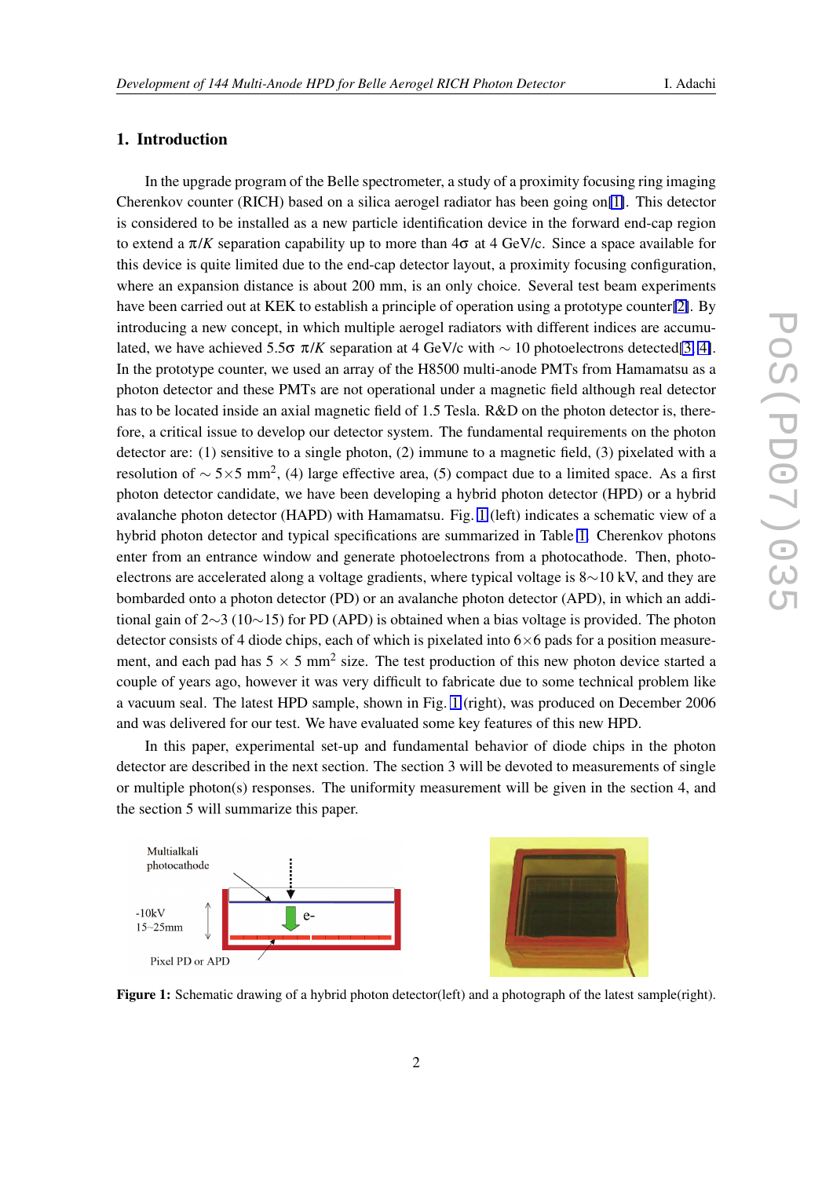## 1. Introduction

In the upgrade program of the Belle spectrometer, a study of a proximity focusing ring imaging Cherenkov counter (RICH) based on a silica aerogel radiator has been going on[1]. This detector is considered to be installed as a new particle identification device in the forward end-cap region to extend a $\pi/K$ separation capability up to more than $4\sigma$ at 4 GeV/c. Since a space available for this device is quite limited due to the end-cap detector layout, a proximity focusing configuration, where an expansion distance is about 200 mm, is an only choice. Several test beam experiments have been carried out at KEK to establish a principle of operation using a prototype counter[2]. By introducing a new concept, in which multiple aerogel radiators with different indices are accumulated, we have achieved $5.5\sigma$ $\pi/K$ separation at 4 GeV/c with $\sim 10$ photoelectrons detected[3, 4]. In the prototype counter, we used an array of the H8500 multi-anode PMTs from Hamamatsu as a photon detector and these PMTs are not operational under a magnetic field although real detector has to be located inside an axial magnetic field of 1.5 Tesla. R&D on the photon detector is, therefore, a critical issue to develop our detector system. The fundamental requirements on the photon detector are: (1) sensitive to a single photon, (2) immune to a magnetic field, (3) pixelated with a resolution of $\sim 5\times5$ mm$^2$, (4) large effective area, (5) compact due to a limited space. As a first photon detector candidate, we have been developing a hybrid photon detector (HPD) or a hybrid avalanche photon detector (HAPD) with Hamamatsu. Fig. 1(left) indicates a schematic view of a hybrid photon detector and typical specifications are summarized in Table 1. Cherenkov photons enter from an entrance window and generate photoelectrons from a photocathode. Then, photoelectrons are accelerated along a voltage gradients, where typical voltage is 8$\sim$10 kV, and they are bombarded onto a photon detector (PD) or an avalanche photon detector (APD), in which an additional gain of 2$\sim$3 (10$\sim$15) for PD (APD) is obtained when a bias voltage is provided. The photon detector consists of 4 diode chips, each of which is pixelated into $6\times6$ pads for a position measurement, and each pad has $5 \times 5$ mm$^2$ size. The test production of this new photon device started a couple of years ago, however it was very difficult to fabricate due to some technical problem like a vacuum seal. The latest HPD sample, shown in Fig. 1(right), was produced on December 2006 and was delivered for our test. We have evaluated some key features of this new HPD.

In this paper, experimental set-up and fundamental behavior of diode chips in the photon detector are described in the next section. The section 3 will be devoted to measurements of single or multiple photon(s) responses. The uniformity measurement will be given in the section 4, and the section 5 will summarize this paper.

**Figure 1:** Schematic drawing of a hybrid photon detector(left) and a photograph of the latest sample(right).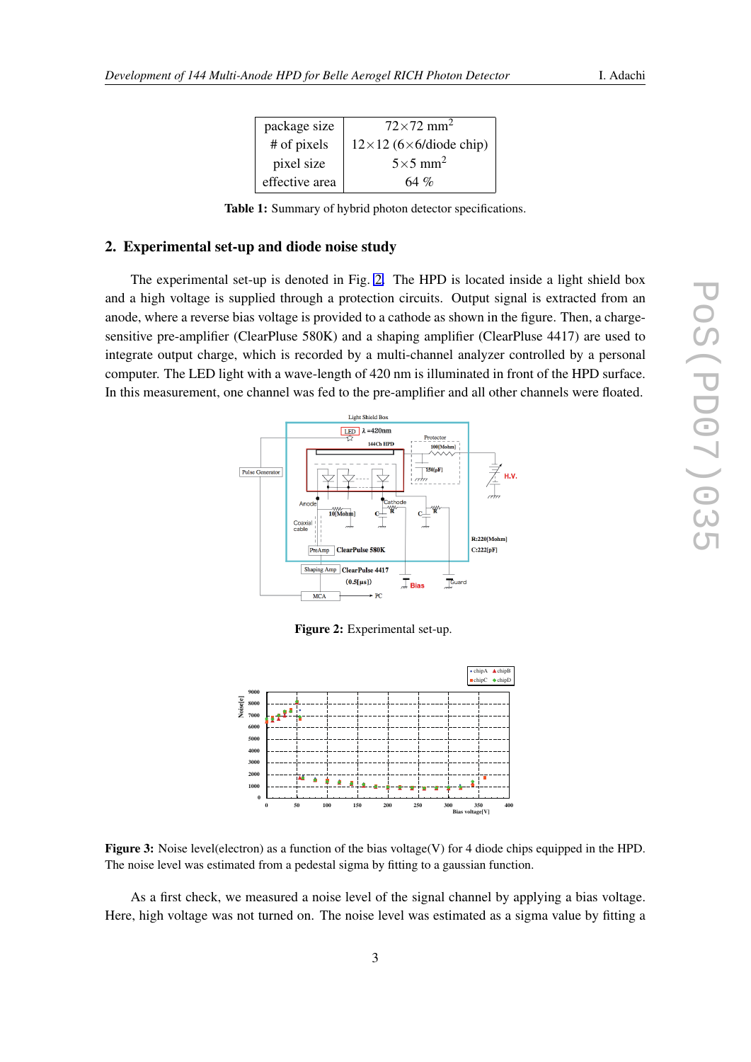| package size | 72×72 $mm^2$ |
|---|---|
| # of pixels | 12×12 (6×6/diode chip) |
| pixel size | 5×5 $mm^2$ |
| effective area | 64 % |

**Table 1:** Summary of hybrid photon detector specifications.

## 2. Experimental set-up and diode noise study

The experimental set-up is denoted in Fig. 2. The HPD is located inside a light shield box and a high voltage is supplied through a protection circuits. Output signal is extracted from an anode, where a reverse bias voltage is provided to a cathode as shown in the figure. Then, a charge-sensitive pre-amplifier (ClearPluse 580K) and a shaping amplifier (ClearPluse 4417) are used to integrate output charge, which is recorded by a multi-channel analyzer controlled by a personal computer. The LED light with a wave-length of 420 nm is illuminated in front of the HPD surface. In this measurement, one channel was fed to the pre-amplifier and all other channels were floated.

**Figure 2:** Experimental set-up.

**Figure 3:** Noise level(electron) as a function of the bias voltage(V) for 4 diode chips equipped in the HPD. The noise level was estimated from a pedestal sigma by fitting to a gaussian function.

As a first check, we measured a noise level of the signal channel by applying a bias voltage. Here, high voltage was not turned on. The noise level was estimated as a sigma value by fitting a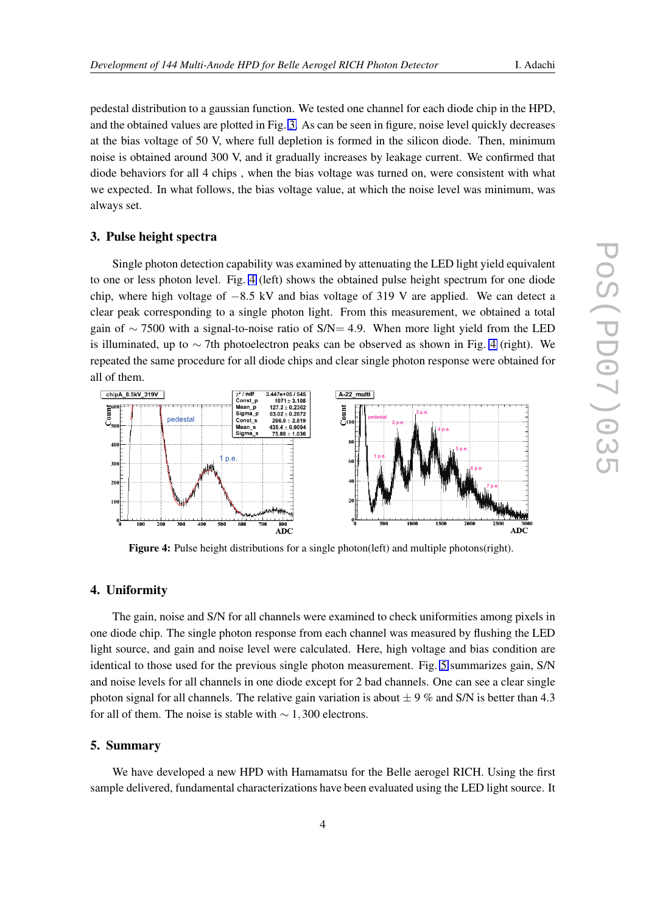pedestal distribution to a gaussian function. We tested one channel for each diode chip in the HPD, and the obtained values are plotted in Fig. 3. As can be seen in figure, noise level quickly decreases at the bias voltage of 50 V, where full depletion is formed in the silicon diode. Then, minimum noise is obtained around 300 V, and it gradually increases by leakage current. We confirmed that diode behaviors for all 4 chips , when the bias voltage was turned on, were consistent with what we expected. In what follows, the bias voltage value, at which the noise level was minimum, was always set.

## 3. Pulse height spectra

Single photon detection capability was examined by attenuating the LED light yield equivalent to one or less photon level. Fig. 4 (left) shows the obtained pulse height spectrum for one diode chip, where high voltage of $-8.5$ kV and bias voltage of 319 V are applied. We can detect a clear peak corresponding to a single photon light. From this measurement, we obtained a total gain of $\sim 7500$ with a signal-to-noise ratio of S/N$= 4.9$. When more light yield from the LED is illuminated, up to $\sim$ 7th photoelectron peaks can be observed as shown in Fig. 4 (right). We repeated the same procedure for all diode chips and clear single photon response were obtained for all of them.

**Figure 4:** Pulse height distributions for a single photon(left) and multiple photons(right).

## 4. Uniformity

The gain, noise and S/N for all channels were examined to check uniformities among pixels in one diode chip. The single photon response from each channel was measured by flushing the LED light source, and gain and noise level were calculated. Here, high voltage and bias condition are identical to those used for the previous single photon measurement. Fig. 5 summarizes gain, S/N and noise levels for all channels in one diode except for 2 bad channels. One can see a clear single photon signal for all channels. The relative gain variation is about $\pm$ 9 % and S/N is better than 4.3 for all of them. The noise is stable with $\sim 1,300$ electrons.

## 5. Summary

We have developed a new HPD with Hamamatsu for the Belle aerogel RICH. Using the first sample delivered, fundamental characterizations have been evaluated using the LED light source. It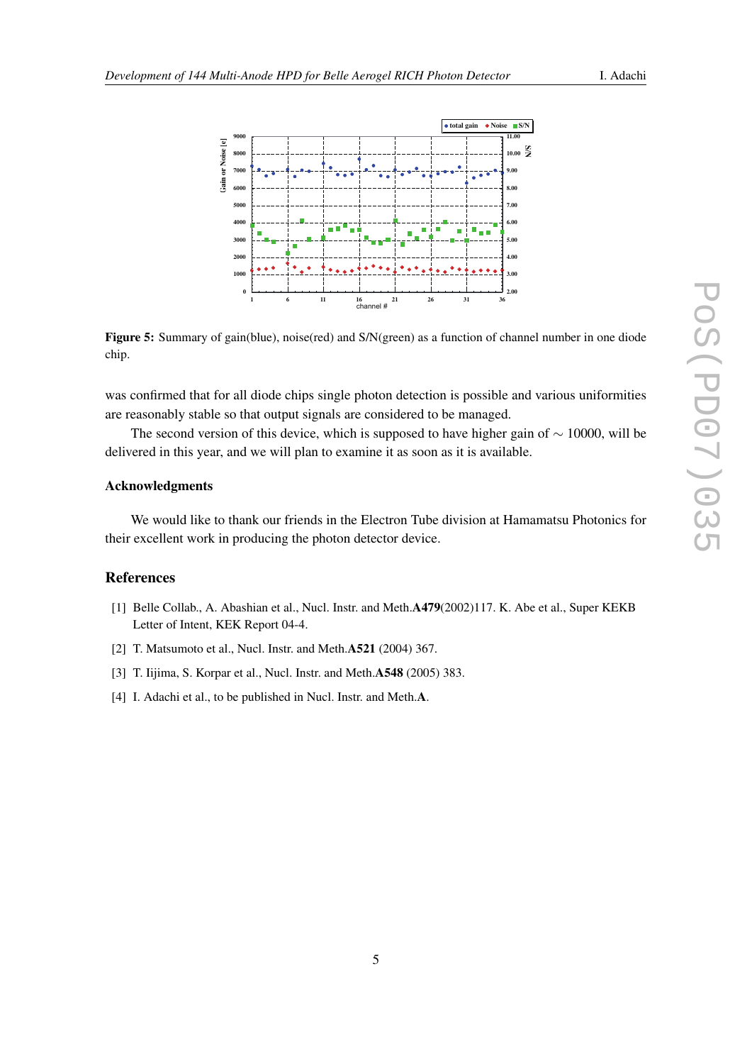total gain ◆ Noise ■ S/N

Gain or Noise [e]

9000
8000
7000
6000
5000
4000
3000
2000
1000
0

S/N

11.00
10.00
9.00
8.00
7.00
6.00
5.00
4.00
3.00
2.00

1 6 11 16 21 26 31 36

channel #

**Figure 5:** Summary of gain(blue), noise(red) and S/N(green) as a function of channel number in one diode chip.

was confirmed that for all diode chips single photon detection is possible and various uniformities are reasonably stable so that output signals are considered to be managed.

The second version of this device, which is supposed to have higher gain of $\sim$ 10000, will be delivered in this year, and we will plan to examine it as soon as it is available.

### Acknowledgments

We would like to thank our friends in the Electron Tube division at Hamamatsu Photonics for their excellent work in producing the photon detector device.

## References

[1] Belle Collab., A. Abashian et al., Nucl. Instr. and Meth.**A479**(2002)117. K. Abe et al., Super KEKB Letter of Intent, KEK Report 04-4.

[2] T. Matsumoto et al., Nucl. Instr. and Meth.**A521** (2004) 367.

[3] T. Iijima, S. Korpar et al., Nucl. Instr. and Meth.**A548** (2005) 383.

[4] I. Adachi et al., to be published in Nucl. Instr. and Meth.**A**.